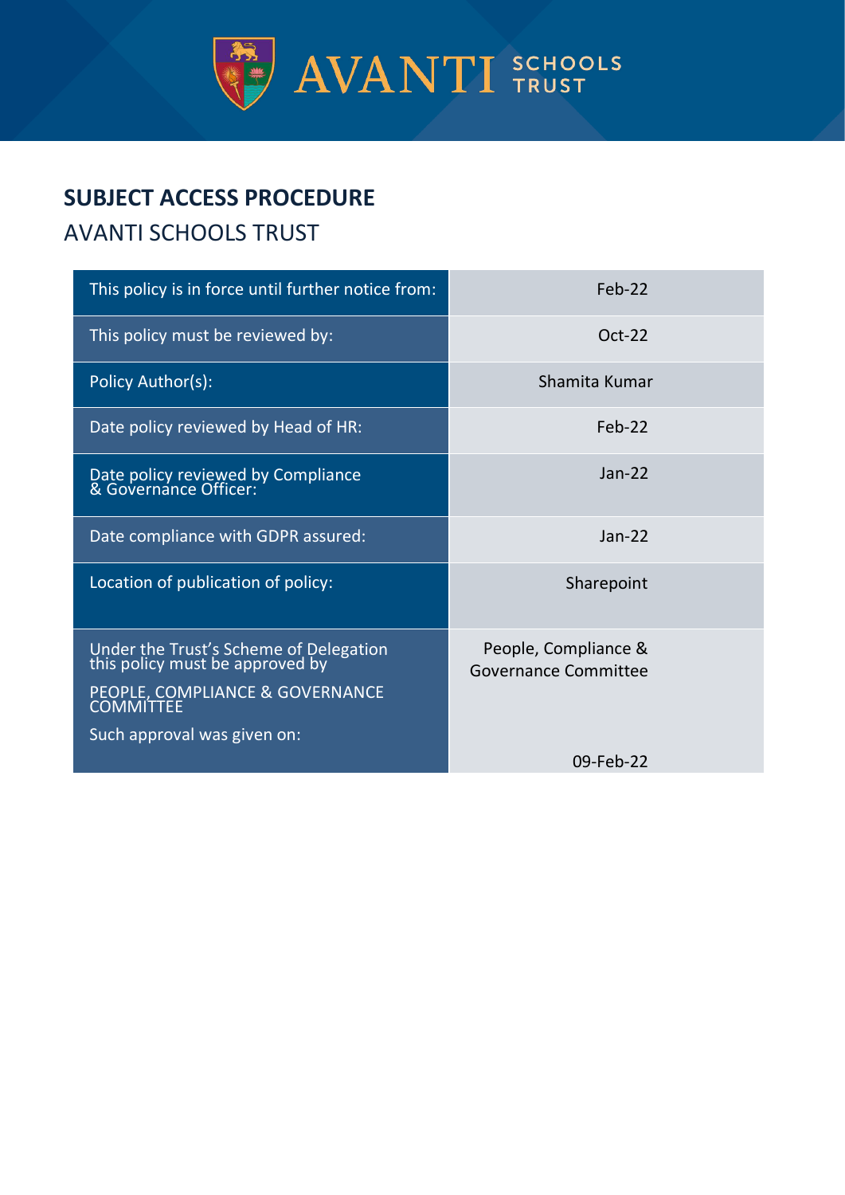# SUBJECT ACCESS PROCEDURE

## AVANTI SCHOOLS TRUST

| | |
|---|---|
| This policy is in force until further notice from: | Feb-22 |
| This policy must be reviewed by: | Oct-22 |
| Policy Author(s): | Shamita Kumar |
| Date policy reviewed by Head of HR: | Feb-22 |
| Date policy reviewed by Compliance & Governance Officer: | Jan-22 |
| Date compliance with GDPR assured: | Jan-22 |
| Location of publication of policy: | Sharepoint |
| Under the Trust's Scheme of Delegation this policy must be approved by PEOPLE, COMPLIANCE & GOVERNANCE COMMITTEE Such approval was given on: | People, Compliance & Governance Committee 09-Feb-22 |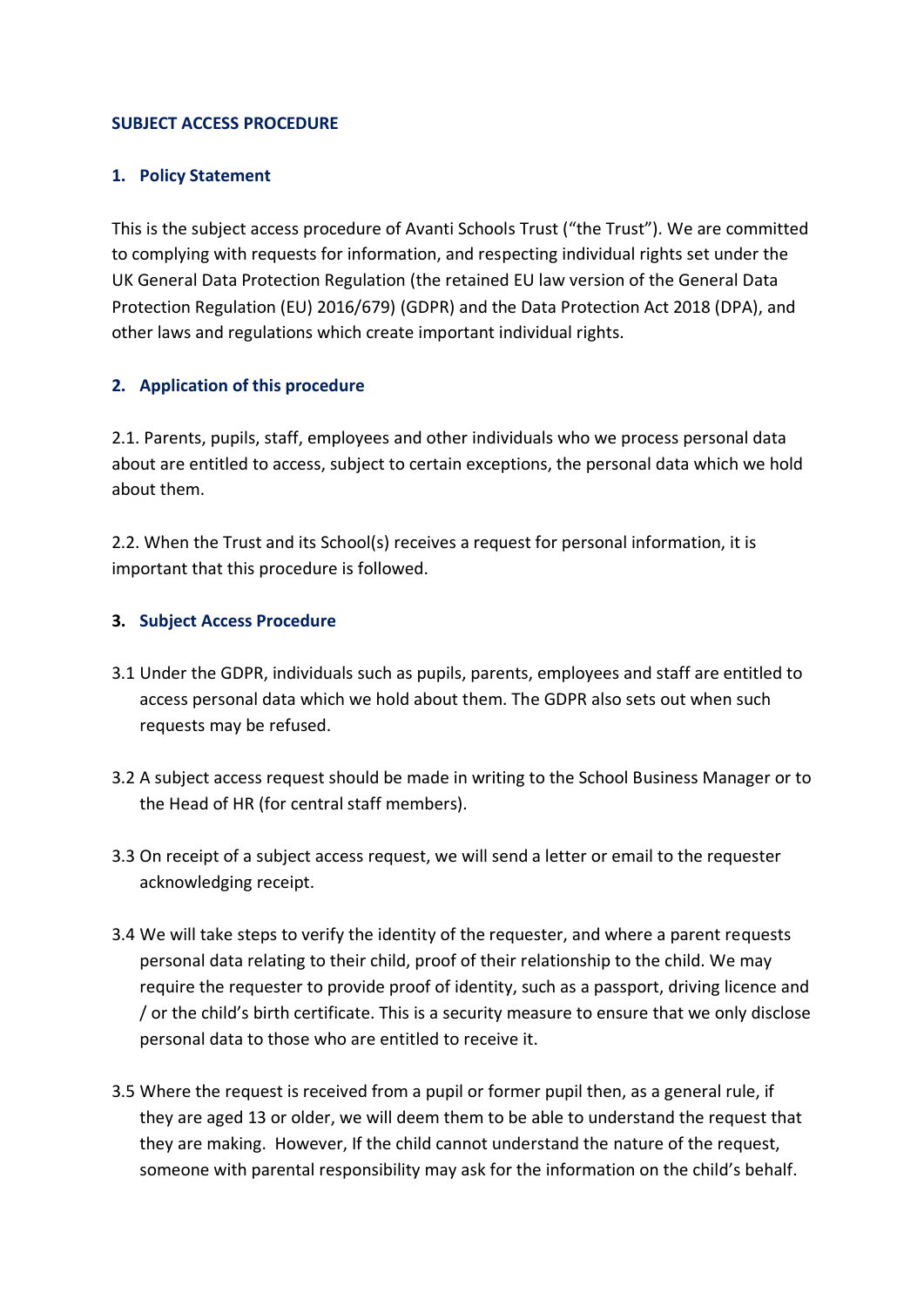## SUBJECT ACCESS PROCEDURE

### 1. Policy Statement

This is the subject access procedure of Avanti Schools Trust ("the Trust"). We are committed to complying with requests for information, and respecting individual rights set under the UK General Data Protection Regulation (the retained EU law version of the General Data Protection Regulation (EU) 2016/679) (GDPR) and the Data Protection Act 2018 (DPA), and other laws and regulations which create important individual rights.

### 2. Application of this procedure

2.1. Parents, pupils, staff, employees and other individuals who we process personal data about are entitled to access, subject to certain exceptions, the personal data which we hold about them.

2.2. When the Trust and its School(s) receives a request for personal information, it is important that this procedure is followed.

### 3. Subject Access Procedure

3.1 Under the GDPR, individuals such as pupils, parents, employees and staff are entitled to access personal data which we hold about them. The GDPR also sets out when such requests may be refused.

3.2 A subject access request should be made in writing to the School Business Manager or to the Head of HR (for central staff members).

3.3 On receipt of a subject access request, we will send a letter or email to the requester acknowledging receipt.

3.4 We will take steps to verify the identity of the requester, and where a parent requests personal data relating to their child, proof of their relationship to the child. We may require the requester to provide proof of identity, such as a passport, driving licence and / or the child's birth certificate. This is a security measure to ensure that we only disclose personal data to those who are entitled to receive it.

3.5 Where the request is received from a pupil or former pupil then, as a general rule, if they are aged 13 or older, we will deem them to be able to understand the request that they are making. However, If the child cannot understand the nature of the request, someone with parental responsibility may ask for the information on the child's behalf.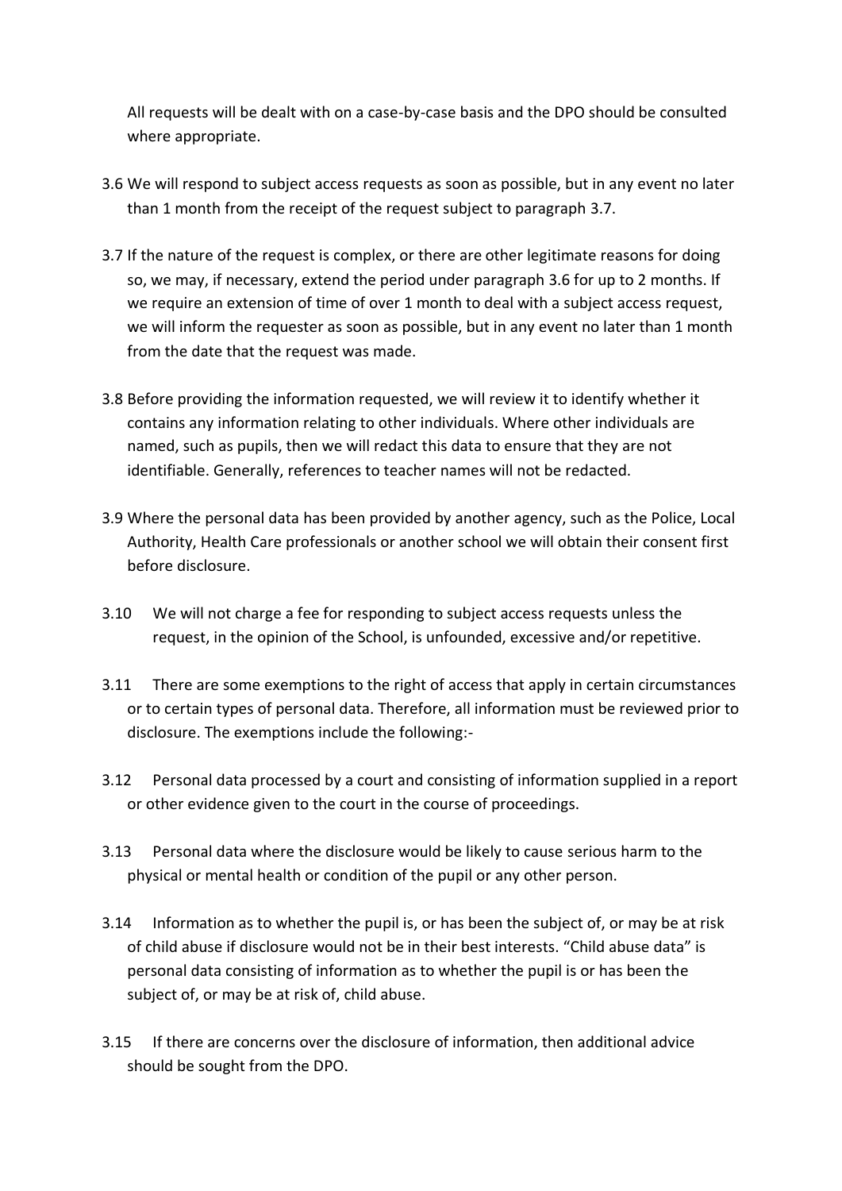All requests will be dealt with on a case-by-case basis and the DPO should be consulted where appropriate.

3.6 We will respond to subject access requests as soon as possible, but in any event no later than 1 month from the receipt of the request subject to paragraph 3.7.

3.7 If the nature of the request is complex, or there are other legitimate reasons for doing so, we may, if necessary, extend the period under paragraph 3.6 for up to 2 months. If we require an extension of time of over 1 month to deal with a subject access request, we will inform the requester as soon as possible, but in any event no later than 1 month from the date that the request was made.

3.8 Before providing the information requested, we will review it to identify whether it contains any information relating to other individuals. Where other individuals are named, such as pupils, then we will redact this data to ensure that they are not identifiable. Generally, references to teacher names will not be redacted.

3.9 Where the personal data has been provided by another agency, such as the Police, Local Authority, Health Care professionals or another school we will obtain their consent first before disclosure.

3.10 We will not charge a fee for responding to subject access requests unless the request, in the opinion of the School, is unfounded, excessive and/or repetitive.

3.11 There are some exemptions to the right of access that apply in certain circumstances or to certain types of personal data. Therefore, all information must be reviewed prior to disclosure. The exemptions include the following:-

3.12 Personal data processed by a court and consisting of information supplied in a report or other evidence given to the court in the course of proceedings.

3.13 Personal data where the disclosure would be likely to cause serious harm to the physical or mental health or condition of the pupil or any other person.

3.14 Information as to whether the pupil is, or has been the subject of, or may be at risk of child abuse if disclosure would not be in their best interests. "Child abuse data" is personal data consisting of information as to whether the pupil is or has been the subject of, or may be at risk of, child abuse.

3.15 If there are concerns over the disclosure of information, then additional advice should be sought from the DPO.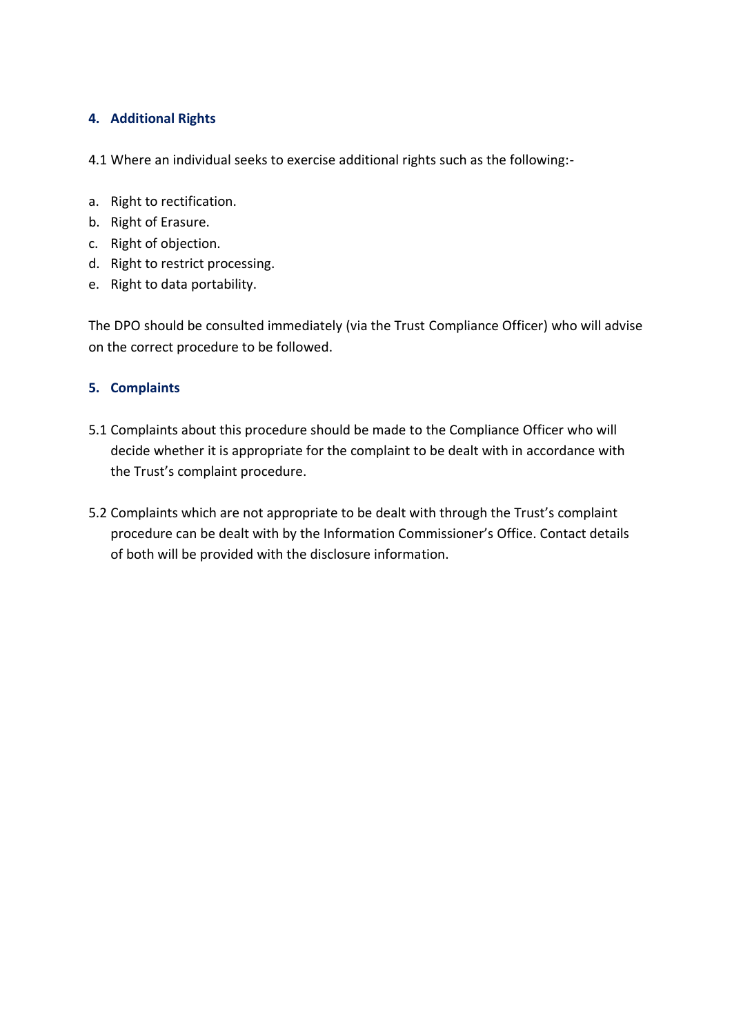## 4. Additional Rights

4.1 Where an individual seeks to exercise additional rights such as the following:-

a. Right to rectification.
b. Right of Erasure.
c. Right of objection.
d. Right to restrict processing.
e. Right to data portability.

The DPO should be consulted immediately (via the Trust Compliance Officer) who will advise on the correct procedure to be followed.

## 5. Complaints

5.1 Complaints about this procedure should be made to the Compliance Officer who will decide whether it is appropriate for the complaint to be dealt with in accordance with the Trust's complaint procedure.

5.2 Complaints which are not appropriate to be dealt with through the Trust's complaint procedure can be dealt with by the Information Commissioner's Office. Contact details of both will be provided with the disclosure information.